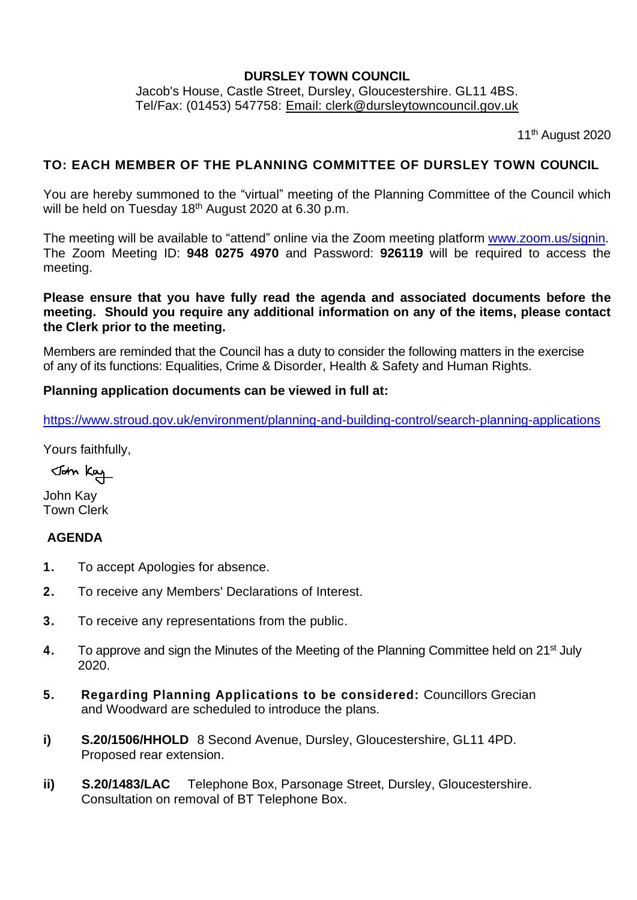**DURSLEY TOWN COUNCIL**

Jacob's House, Castle Street, Dursley, Gloucestershire. GL11 4BS.
Tel/Fax: (01453) 547758: Email: clerk@dursleytowncouncil.gov.uk

11th August 2020

**TO: EACH MEMBER OF THE PLANNING COMMITTEE OF DURSLEY TOWN COUNCIL**

You are hereby summoned to the "virtual" meeting of the Planning Committee of the Council which will be held on Tuesday 18th August 2020 at 6.30 p.m.

The meeting will be available to "attend" online via the Zoom meeting platform www.zoom.us/signin. The Zoom Meeting ID: **948 0275 4970** and Password: **926119** will be required to access the meeting.

**Please ensure that you have fully read the agenda and associated documents before the meeting. Should you require any additional information on any of the items, please contact the Clerk prior to the meeting.**

Members are reminded that the Council has a duty to consider the following matters in the exercise of any of its functions: Equalities, Crime & Disorder, Health & Safety and Human Rights.

**Planning application documents can be viewed in full at:**

https://www.stroud.gov.uk/environment/planning-and-building-control/search-planning-applications

Yours faithfully,

John Kay

John Kay
Town Clerk

**AGENDA**

1. To accept Apologies for absence.
2. To receive any Members' Declarations of Interest.
3. To receive any representations from the public.
4. To approve and sign the Minutes of the Meeting of the Planning Committee held on 21st July 2020.
5. **Regarding Planning Applications to be considered:** Councillors Grecian and Woodward are scheduled to introduce the plans.

**i)** **S.20/1506/HHOLD** 8 Second Avenue, Dursley, Gloucestershire, GL11 4PD. Proposed rear extension.

**ii)** **S.20/1483/LAC** Telephone Box, Parsonage Street, Dursley, Gloucestershire. Consultation on removal of BT Telephone Box.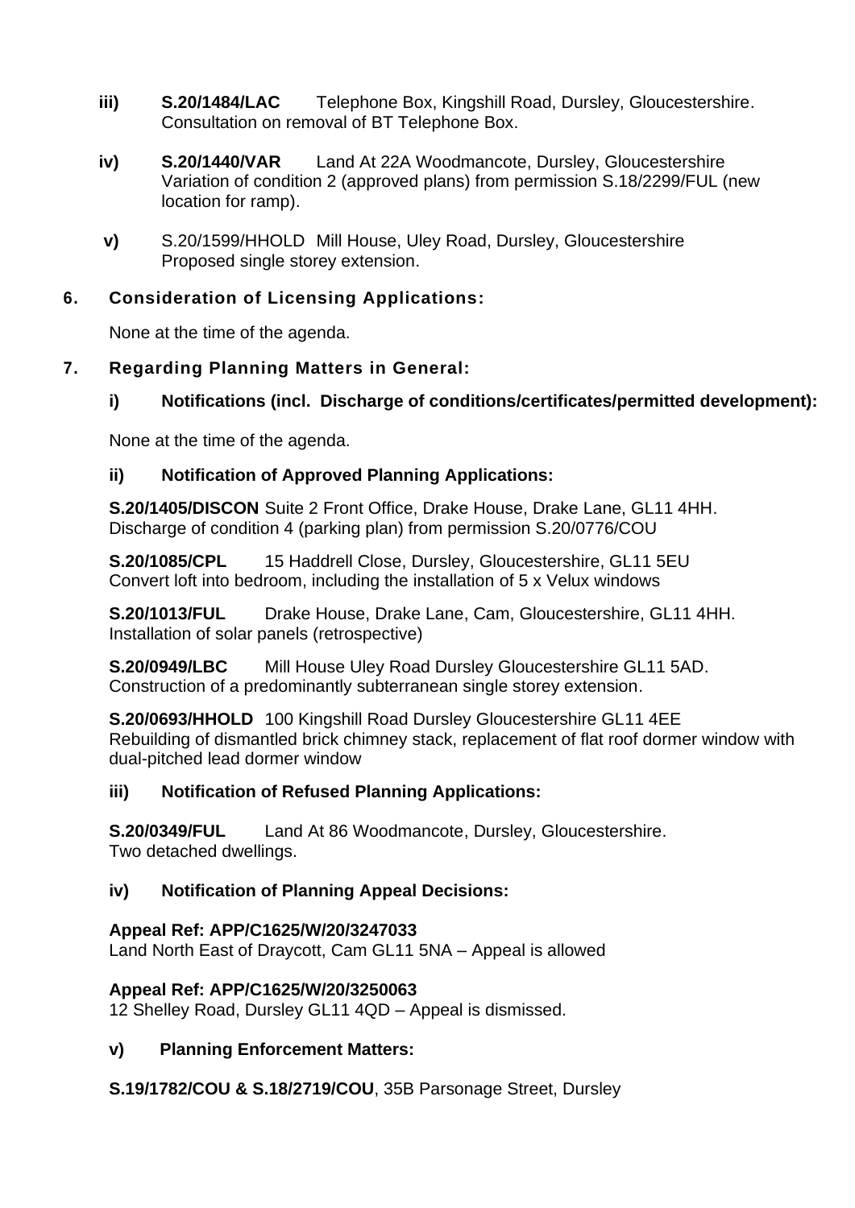**iii)** **S.20/1484/LAC** Telephone Box, Kingshill Road, Dursley, Gloucestershire. Consultation on removal of BT Telephone Box.

**iv)** **S.20/1440/VAR** Land At 22A Woodmancote, Dursley, Gloucestershire Variation of condition 2 (approved plans) from permission S.18/2299/FUL (new location for ramp).

**v)** S.20/1599/HHOLD Mill House, Uley Road, Dursley, Gloucestershire Proposed single storey extension.

## 6. Consideration of Licensing Applications:

None at the time of the agenda.

## 7. Regarding Planning Matters in General:

### i) Notifications (incl. Discharge of conditions/certificates/permitted development):

None at the time of the agenda.

### ii) Notification of Approved Planning Applications:

**S.20/1405/DISCON** Suite 2 Front Office, Drake House, Drake Lane, GL11 4HH. Discharge of condition 4 (parking plan) from permission S.20/0776/COU

**S.20/1085/CPL** 15 Haddrell Close, Dursley, Gloucestershire, GL11 5EU Convert loft into bedroom, including the installation of 5 x Velux windows

**S.20/1013/FUL** Drake House, Drake Lane, Cam, Gloucestershire, GL11 4HH. Installation of solar panels (retrospective)

**S.20/0949/LBC** Mill House Uley Road Dursley Gloucestershire GL11 5AD. Construction of a predominantly subterranean single storey extension.

**S.20/0693/HHOLD** 100 Kingshill Road Dursley Gloucestershire GL11 4EE Rebuilding of dismantled brick chimney stack, replacement of flat roof dormer window with dual-pitched lead dormer window

### iii) Notification of Refused Planning Applications:

**S.20/0349/FUL** Land At 86 Woodmancote, Dursley, Gloucestershire. Two detached dwellings.

### iv) Notification of Planning Appeal Decisions:

**Appeal Ref: APP/C1625/W/20/3247033**
Land North East of Draycott, Cam GL11 5NA – Appeal is allowed

**Appeal Ref: APP/C1625/W/20/3250063**
12 Shelley Road, Dursley GL11 4QD – Appeal is dismissed.

### v) Planning Enforcement Matters:

**S.19/1782/COU & S.18/2719/COU**, 35B Parsonage Street, Dursley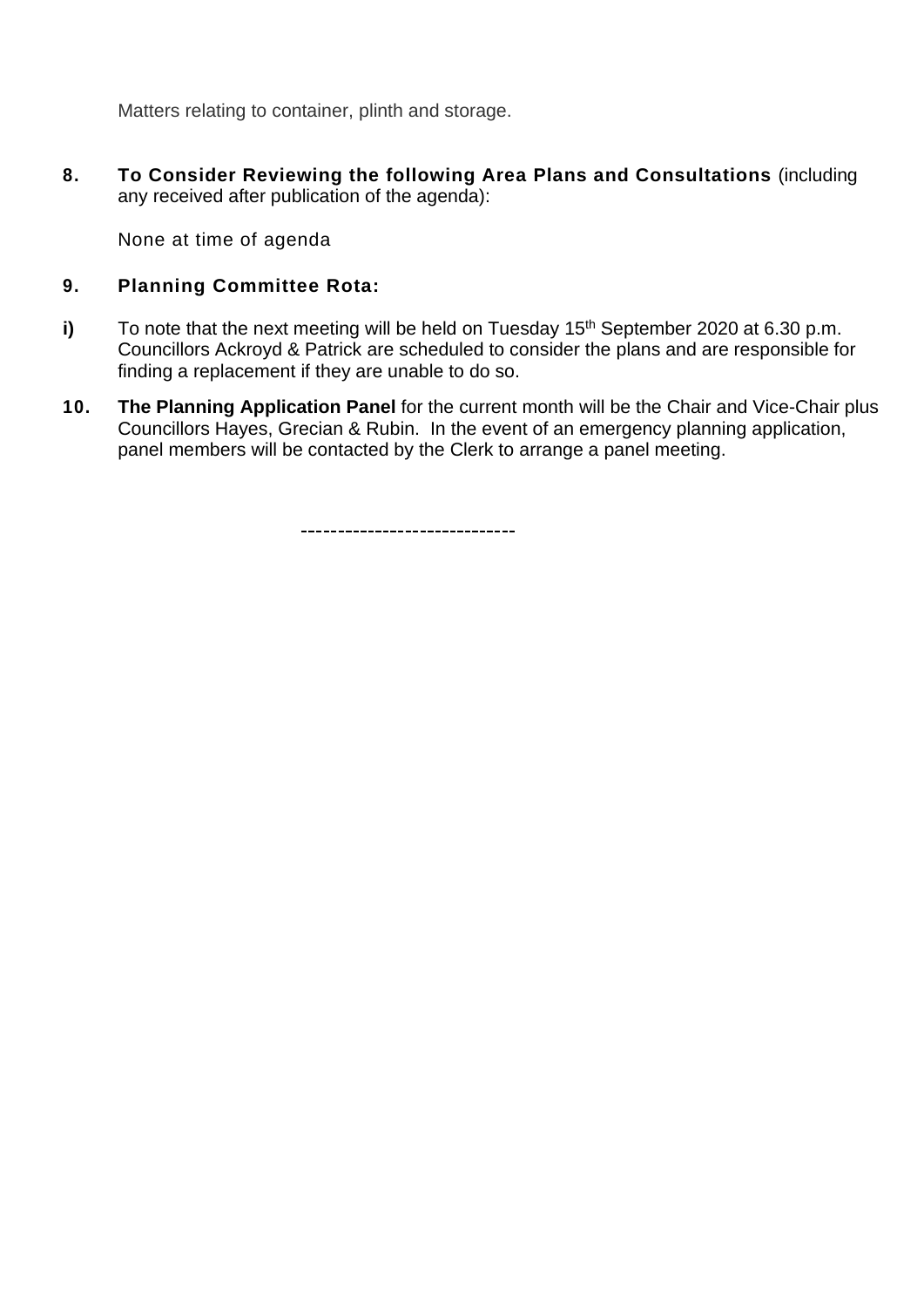Matters relating to container, plinth and storage.

**8. To Consider Reviewing the following Area Plans and Consultations** (including any received after publication of the agenda):

None at time of agenda

**9. Planning Committee Rota:**

**i)** To note that the next meeting will be held on Tuesday 15th September 2020 at 6.30 p.m. Councillors Ackroyd & Patrick are scheduled to consider the plans and are responsible for finding a replacement if they are unable to do so.

**10. The Planning Application Panel** for the current month will be the Chair and Vice-Chair plus Councillors Hayes, Grecian & Rubin. In the event of an emergency planning application, panel members will be contacted by the Clerk to arrange a panel meeting.

-----------------------------